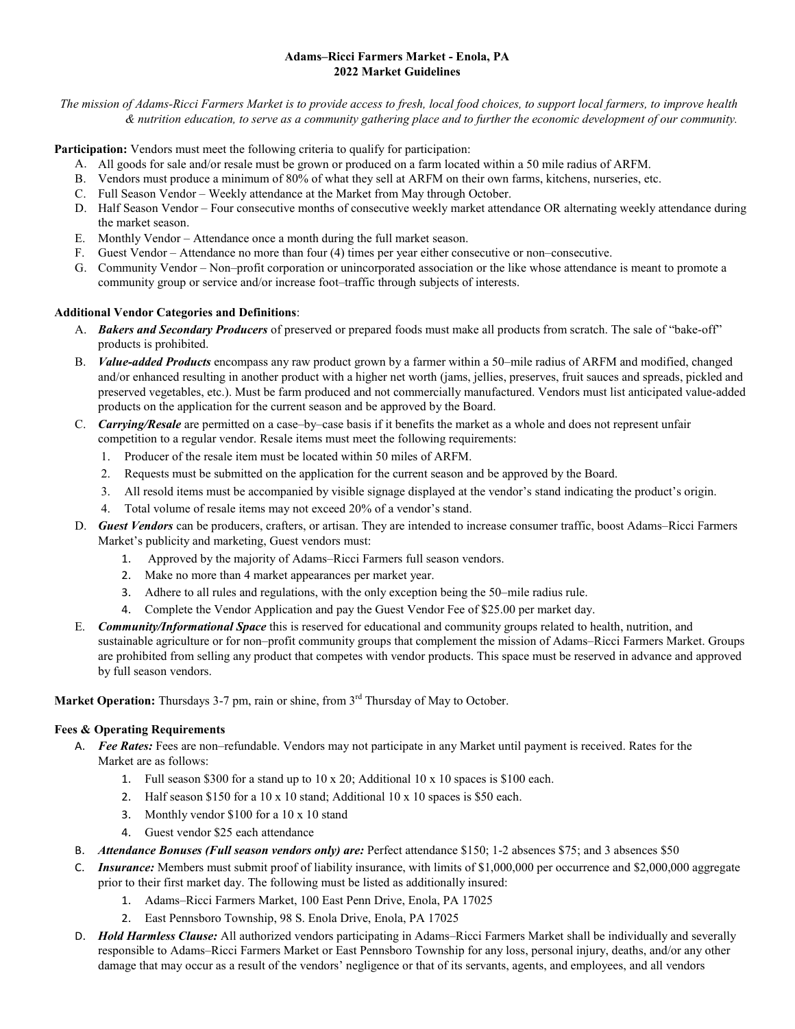**Adams–Ricci Farmers Market - Enola, PA**
**2022 Market Guidelines**

*The mission of Adams-Ricci Farmers Market is to provide access to fresh, local food choices, to support local farmers, to improve health & nutrition education, to serve as a community gathering place and to further the economic development of our community.*

**Participation:** Vendors must meet the following criteria to qualify for participation:

A. All goods for sale and/or resale must be grown or produced on a farm located within a 50 mile radius of ARFM.
B. Vendors must produce a minimum of 80% of what they sell at ARFM on their own farms, kitchens, nurseries, etc.
C. Full Season Vendor – Weekly attendance at the Market from May through October.
D. Half Season Vendor – Four consecutive months of consecutive weekly market attendance OR alternating weekly attendance during the market season.
E. Monthly Vendor – Attendance once a month during the full market season.
F. Guest Vendor – Attendance no more than four (4) times per year either consecutive or non–consecutive.
G. Community Vendor – Non–profit corporation or unincorporated association or the like whose attendance is meant to promote a community group or service and/or increase foot–traffic through subjects of interests.

**Additional Vendor Categories and Definitions**:

A. ***Bakers and Secondary Producers*** of preserved or prepared foods must make all products from scratch. The sale of "bake-off" products is prohibited.
B. ***Value-added Products*** encompass any raw product grown by a farmer within a 50–mile radius of ARFM and modified, changed and/or enhanced resulting in another product with a higher net worth (jams, jellies, preserves, fruit sauces and spreads, pickled and preserved vegetables, etc.). Must be farm produced and not commercially manufactured. Vendors must list anticipated value-added products on the application for the current season and be approved by the Board.
C. ***Carrying/Resale*** are permitted on a case–by–case basis if it benefits the market as a whole and does not represent unfair competition to a regular vendor. Resale items must meet the following requirements:
   1. Producer of the resale item must be located within 50 miles of ARFM.
   2. Requests must be submitted on the application for the current season and be approved by the Board.
   3. All resold items must be accompanied by visible signage displayed at the vendor's stand indicating the product's origin.
   4. Total volume of resale items may not exceed 20% of a vendor's stand.
D. ***Guest Vendors*** can be producers, crafters, or artisan. They are intended to increase consumer traffic, boost Adams–Ricci Farmers Market's publicity and marketing, Guest vendors must:
   1. Approved by the majority of Adams–Ricci Farmers full season vendors.
   2. Make no more than 4 market appearances per market year.
   3. Adhere to all rules and regulations, with the only exception being the 50–mile radius rule.
   4. Complete the Vendor Application and pay the Guest Vendor Fee of $25.00 per market day.
E. ***Community/Informational Space*** this is reserved for educational and community groups related to health, nutrition, and sustainable agriculture or for non–profit community groups that complement the mission of Adams–Ricci Farmers Market. Groups are prohibited from selling any product that competes with vendor products. This space must be reserved in advance and approved by full season vendors.

**Market Operation:** Thursdays 3-7 pm, rain or shine, from 3rd Thursday of May to October.

**Fees & Operating Requirements**

A. ***Fee Rates:*** Fees are non–refundable. Vendors may not participate in any Market until payment is received. Rates for the Market are as follows:
   1. Full season $300 for a stand up to 10 x 20; Additional 10 x 10 spaces is $100 each.
   2. Half season $150 for a 10 x 10 stand; Additional 10 x 10 spaces is $50 each.
   3. Monthly vendor $100 for a 10 x 10 stand
   4. Guest vendor $25 each attendance
B. ***Attendance Bonuses (Full season vendors only) are:*** Perfect attendance $150; 1-2 absences $75; and 3 absences $50
C. ***Insurance:*** Members must submit proof of liability insurance, with limits of $1,000,000 per occurrence and $2,000,000 aggregate prior to their first market day. The following must be listed as additionally insured:
   1. Adams–Ricci Farmers Market, 100 East Penn Drive, Enola, PA 17025
   2. East Pennsboro Township, 98 S. Enola Drive, Enola, PA 17025
D. ***Hold Harmless Clause:*** All authorized vendors participating in Adams–Ricci Farmers Market shall be individually and severally responsible to Adams–Ricci Farmers Market or East Pennsboro Township for any loss, personal injury, deaths, and/or any other damage that may occur as a result of the vendors' negligence or that of its servants, agents, and employees, and all vendors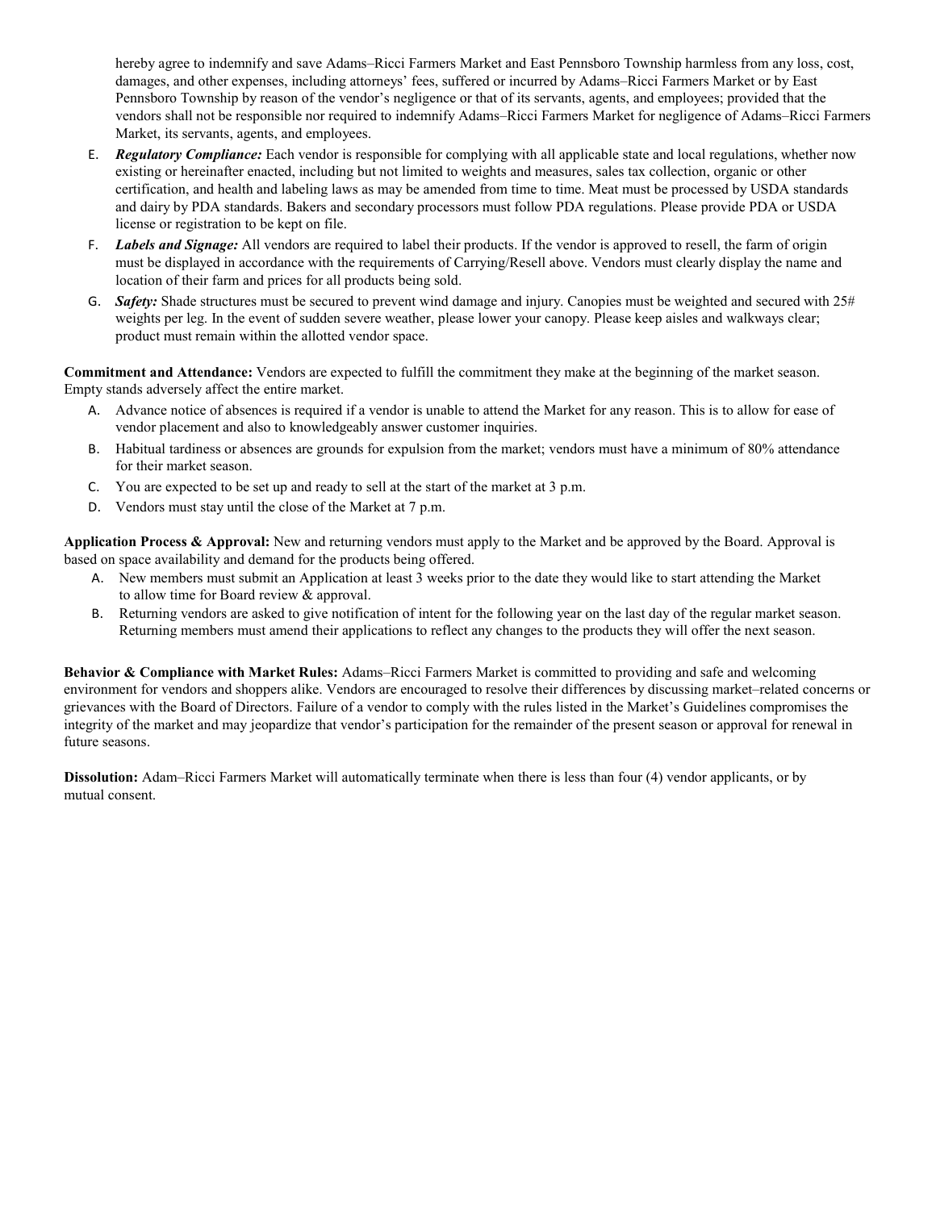hereby agree to indemnify and save Adams–Ricci Farmers Market and East Pennsboro Township harmless from any loss, cost, damages, and other expenses, including attorneys' fees, suffered or incurred by Adams–Ricci Farmers Market or by East Pennsboro Township by reason of the vendor's negligence or that of its servants, agents, and employees; provided that the vendors shall not be responsible nor required to indemnify Adams–Ricci Farmers Market for negligence of Adams–Ricci Farmers Market, its servants, agents, and employees.

E. ***Regulatory Compliance:*** Each vendor is responsible for complying with all applicable state and local regulations, whether now existing or hereinafter enacted, including but not limited to weights and measures, sales tax collection, organic or other certification, and health and labeling laws as may be amended from time to time. Meat must be processed by USDA standards and dairy by PDA standards. Bakers and secondary processors must follow PDA regulations. Please provide PDA or USDA license or registration to be kept on file.
F. ***Labels and Signage:*** All vendors are required to label their products. If the vendor is approved to resell, the farm of origin must be displayed in accordance with the requirements of Carrying/Resell above. Vendors must clearly display the name and location of their farm and prices for all products being sold.
G. ***Safety:*** Shade structures must be secured to prevent wind damage and injury. Canopies must be weighted and secured with 25# weights per leg. In the event of sudden severe weather, please lower your canopy. Please keep aisles and walkways clear; product must remain within the allotted vendor space.

**Commitment and Attendance:** Vendors are expected to fulfill the commitment they make at the beginning of the market season. Empty stands adversely affect the entire market.

A. Advance notice of absences is required if a vendor is unable to attend the Market for any reason. This is to allow for ease of vendor placement and also to knowledgeably answer customer inquiries.
B. Habitual tardiness or absences are grounds for expulsion from the market; vendors must have a minimum of 80% attendance for their market season.
C. You are expected to be set up and ready to sell at the start of the market at 3 p.m.
D. Vendors must stay until the close of the Market at 7 p.m.

**Application Process & Approval:** New and returning vendors must apply to the Market and be approved by the Board. Approval is based on space availability and demand for the products being offered.

A. New members must submit an Application at least 3 weeks prior to the date they would like to start attending the Market to allow time for Board review & approval.
B. Returning vendors are asked to give notification of intent for the following year on the last day of the regular market season. Returning members must amend their applications to reflect any changes to the products they will offer the next season.

**Behavior & Compliance with Market Rules:** Adams–Ricci Farmers Market is committed to providing and safe and welcoming environment for vendors and shoppers alike. Vendors are encouraged to resolve their differences by discussing market–related concerns or grievances with the Board of Directors. Failure of a vendor to comply with the rules listed in the Market's Guidelines compromises the integrity of the market and may jeopardize that vendor's participation for the remainder of the present season or approval for renewal in future seasons.

**Dissolution:** Adam–Ricci Farmers Market will automatically terminate when there is less than four (4) vendor applicants, or by mutual consent.